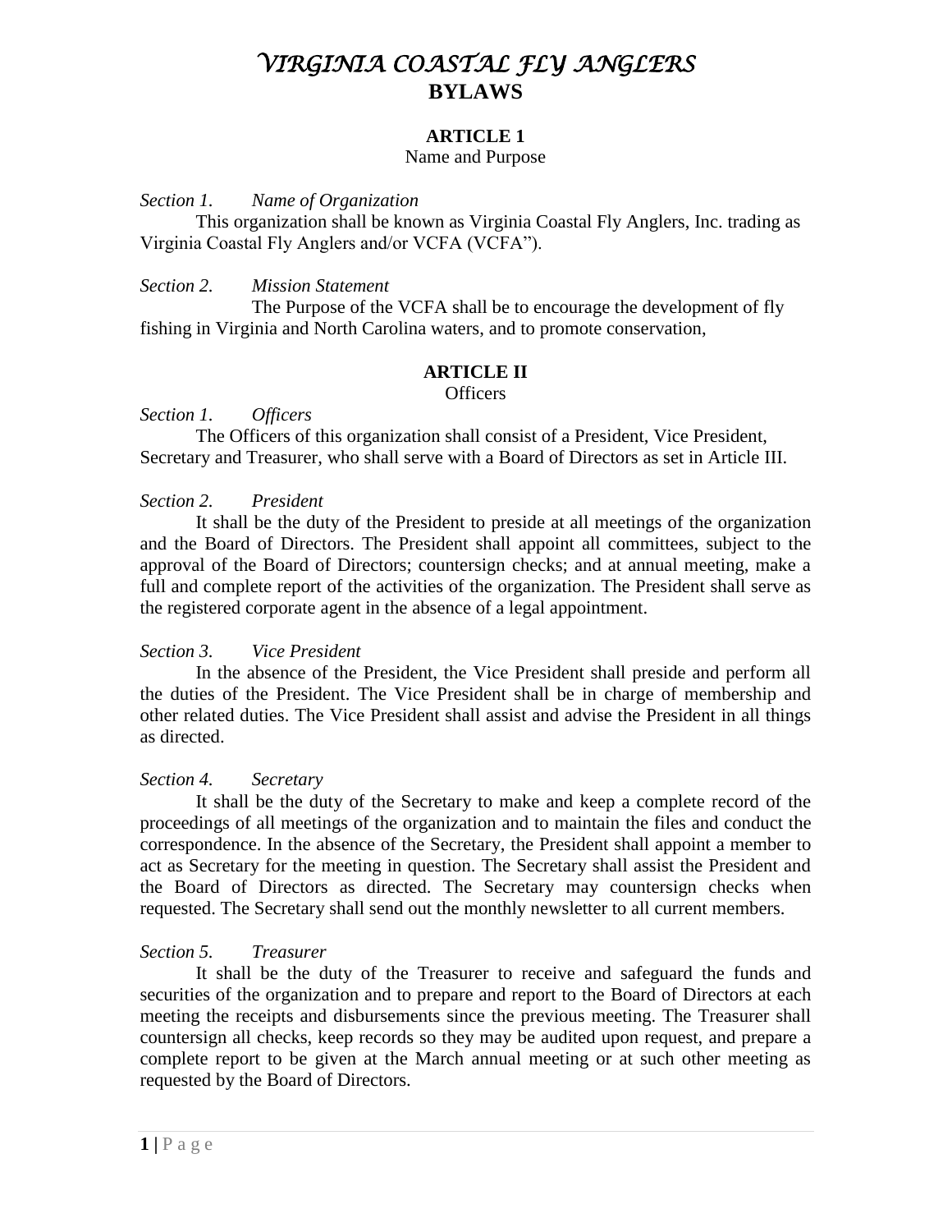# *VIRGINIA COASTAL FLY ANGLERS*
# BYLAWS

## ARTICLE 1
Name and Purpose

*Section 1. Name of Organization*

This organization shall be known as Virginia Coastal Fly Anglers, Inc. trading as Virginia Coastal Fly Anglers and/or VCFA (VCFA").

*Section 2. Mission Statement*

The Purpose of the VCFA shall be to encourage the development of fly fishing in Virginia and North Carolina waters, and to promote conservation,

## ARTICLE II
Officers

*Section 1. Officers*

The Officers of this organization shall consist of a President, Vice President, Secretary and Treasurer, who shall serve with a Board of Directors as set in Article III.

*Section 2. President*

It shall be the duty of the President to preside at all meetings of the organization and the Board of Directors. The President shall appoint all committees, subject to the approval of the Board of Directors; countersign checks; and at annual meeting, make a full and complete report of the activities of the organization. The President shall serve as the registered corporate agent in the absence of a legal appointment.

*Section 3. Vice President*

In the absence of the President, the Vice President shall preside and perform all the duties of the President. The Vice President shall be in charge of membership and other related duties. The Vice President shall assist and advise the President in all things as directed.

*Section 4. Secretary*

It shall be the duty of the Secretary to make and keep a complete record of the proceedings of all meetings of the organization and to maintain the files and conduct the correspondence. In the absence of the Secretary, the President shall appoint a member to act as Secretary for the meeting in question. The Secretary shall assist the President and the Board of Directors as directed. The Secretary may countersign checks when requested. The Secretary shall send out the monthly newsletter to all current members.

*Section 5. Treasurer*

It shall be the duty of the Treasurer to receive and safeguard the funds and securities of the organization and to prepare and report to the Board of Directors at each meeting the receipts and disbursements since the previous meeting. The Treasurer shall countersign all checks, keep records so they may be audited upon request, and prepare a complete report to be given at the March annual meeting or at such other meeting as requested by the Board of Directors.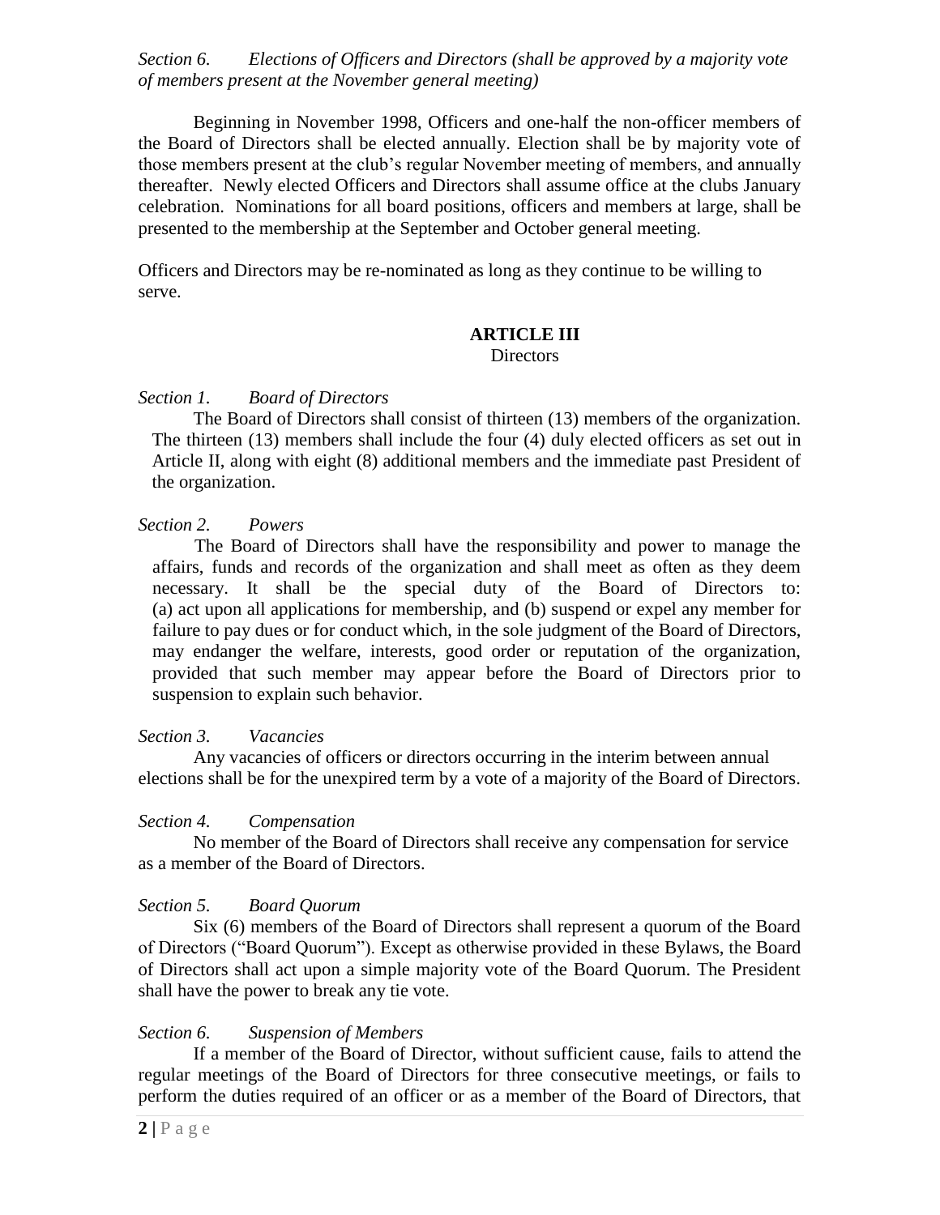*Section 6. Elections of Officers and Directors (shall be approved by a majority vote of members present at the November general meeting)*

Beginning in November 1998, Officers and one-half the non-officer members of the Board of Directors shall be elected annually. Election shall be by majority vote of those members present at the club's regular November meeting of members, and annually thereafter. Newly elected Officers and Directors shall assume office at the clubs January celebration. Nominations for all board positions, officers and members at large, shall be presented to the membership at the September and October general meeting.

Officers and Directors may be re-nominated as long as they continue to be willing to serve.

## ARTICLE III
Directors

*Section 1. Board of Directors*

The Board of Directors shall consist of thirteen (13) members of the organization. The thirteen (13) members shall include the four (4) duly elected officers as set out in Article II, along with eight (8) additional members and the immediate past President of the organization.

*Section 2. Powers*

The Board of Directors shall have the responsibility and power to manage the affairs, funds and records of the organization and shall meet as often as they deem necessary. It shall be the special duty of the Board of Directors to: (a) act upon all applications for membership, and (b) suspend or expel any member for failure to pay dues or for conduct which, in the sole judgment of the Board of Directors, may endanger the welfare, interests, good order or reputation of the organization, provided that such member may appear before the Board of Directors prior to suspension to explain such behavior.

*Section 3. Vacancies*

Any vacancies of officers or directors occurring in the interim between annual elections shall be for the unexpired term by a vote of a majority of the Board of Directors.

*Section 4. Compensation*

No member of the Board of Directors shall receive any compensation for service as a member of the Board of Directors.

*Section 5. Board Quorum*

Six (6) members of the Board of Directors shall represent a quorum of the Board of Directors ("Board Quorum"). Except as otherwise provided in these Bylaws, the Board of Directors shall act upon a simple majority vote of the Board Quorum. The President shall have the power to break any tie vote.

*Section 6. Suspension of Members*

If a member of the Board of Director, without sufficient cause, fails to attend the regular meetings of the Board of Directors for three consecutive meetings, or fails to perform the duties required of an officer or as a member of the Board of Directors, that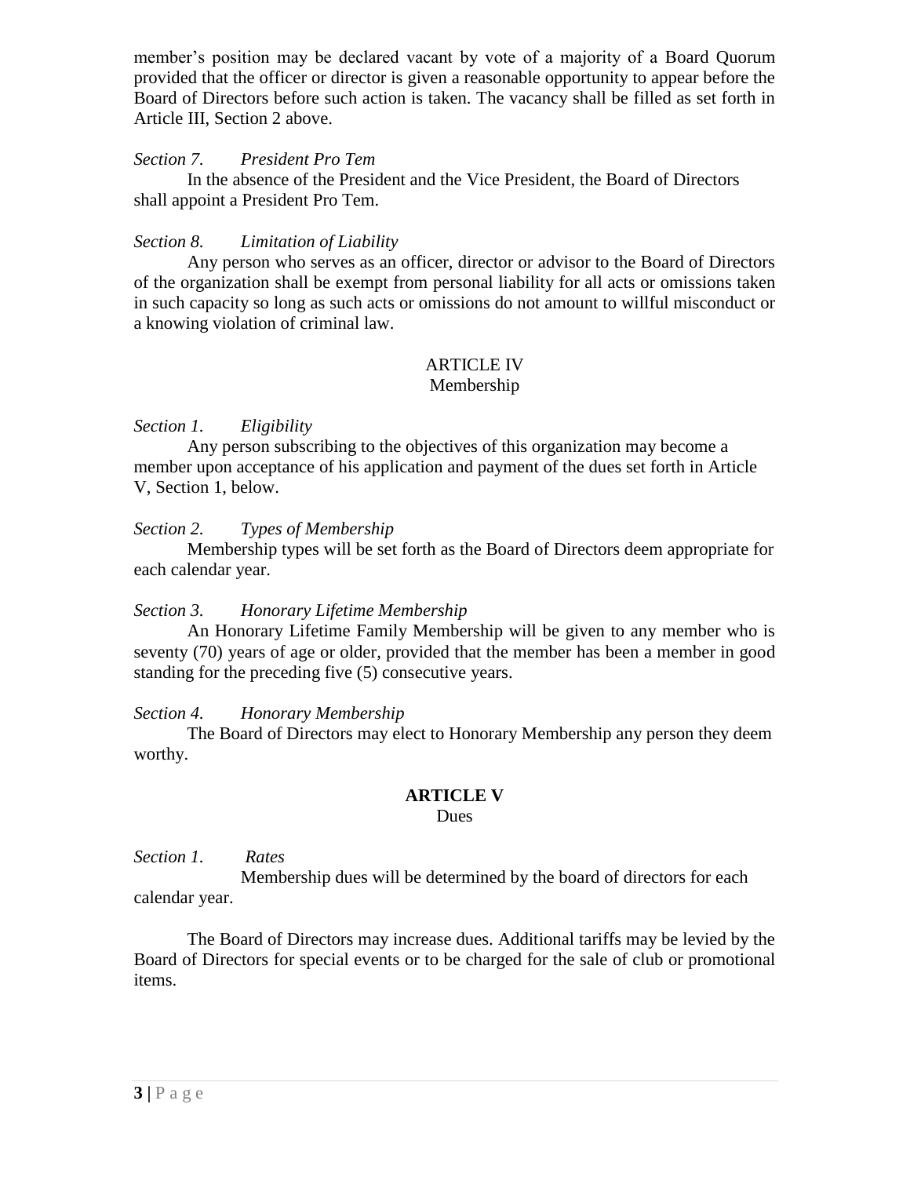member's position may be declared vacant by vote of a majority of a Board Quorum provided that the officer or director is given a reasonable opportunity to appear before the Board of Directors before such action is taken. The vacancy shall be filled as set forth in Article III, Section 2 above.

*Section 7. President Pro Tem*

In the absence of the President and the Vice President, the Board of Directors shall appoint a President Pro Tem.

*Section 8. Limitation of Liability*

Any person who serves as an officer, director or advisor to the Board of Directors of the organization shall be exempt from personal liability for all acts or omissions taken in such capacity so long as such acts or omissions do not amount to willful misconduct or a knowing violation of criminal law.

## ARTICLE IV
Membership

*Section 1. Eligibility*

Any person subscribing to the objectives of this organization may become a member upon acceptance of his application and payment of the dues set forth in Article V, Section 1, below.

*Section 2. Types of Membership*

Membership types will be set forth as the Board of Directors deem appropriate for each calendar year.

*Section 3. Honorary Lifetime Membership*

An Honorary Lifetime Family Membership will be given to any member who is seventy (70) years of age or older, provided that the member has been a member in good standing for the preceding five (5) consecutive years.

*Section 4. Honorary Membership*

The Board of Directors may elect to Honorary Membership any person they deem worthy.

## **ARTICLE V**
Dues

*Section 1. Rates*

Membership dues will be determined by the board of directors for each calendar year.

The Board of Directors may increase dues. Additional tariffs may be levied by the Board of Directors for special events or to be charged for the sale of club or promotional items.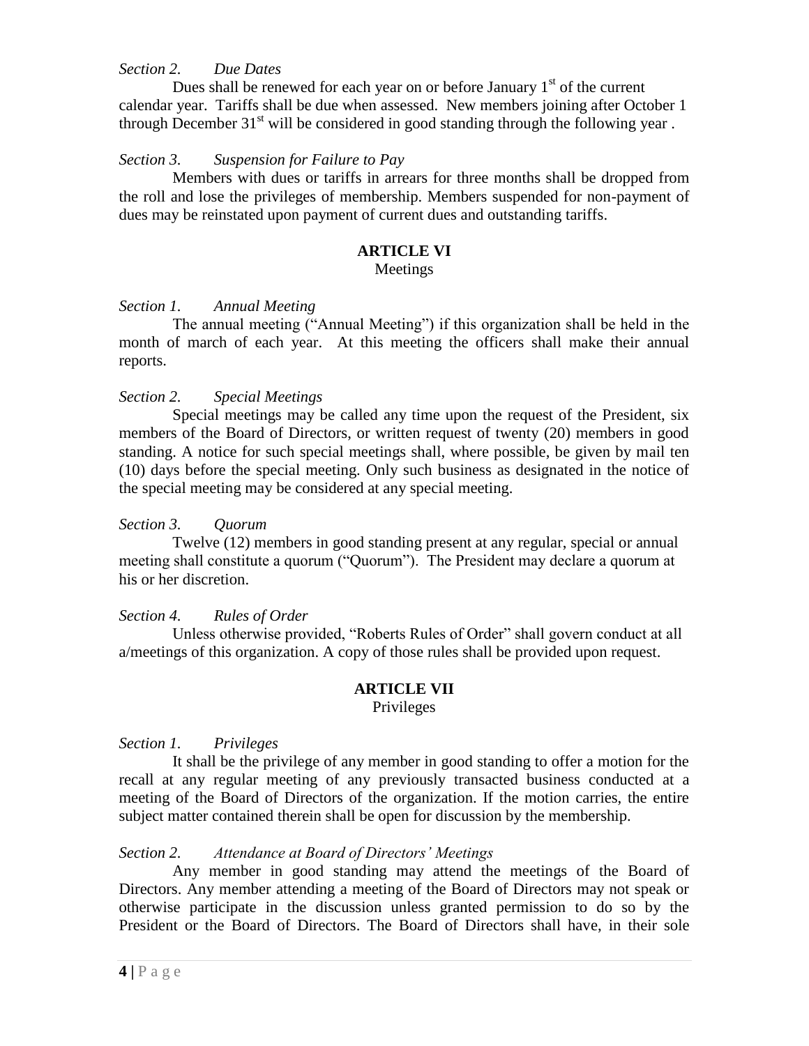*Section 2. Due Dates*

Dues shall be renewed for each year on or before January 1st of the current calendar year. Tariffs shall be due when assessed. New members joining after October 1 through December 31st will be considered in good standing through the following year .

*Section 3. Suspension for Failure to Pay*

Members with dues or tariffs in arrears for three months shall be dropped from the roll and lose the privileges of membership. Members suspended for non-payment of dues may be reinstated upon payment of current dues and outstanding tariffs.

## ARTICLE VI
Meetings

*Section 1. Annual Meeting*

The annual meeting ("Annual Meeting") if this organization shall be held in the month of march of each year. At this meeting the officers shall make their annual reports.

*Section 2. Special Meetings*

Special meetings may be called any time upon the request of the President, six members of the Board of Directors, or written request of twenty (20) members in good standing. A notice for such special meetings shall, where possible, be given by mail ten (10) days before the special meeting. Only such business as designated in the notice of the special meeting may be considered at any special meeting.

*Section 3. Quorum*

Twelve (12) members in good standing present at any regular, special or annual meeting shall constitute a quorum ("Quorum"). The President may declare a quorum at his or her discretion.

*Section 4. Rules of Order*

Unless otherwise provided, "Roberts Rules of Order" shall govern conduct at all a/meetings of this organization. A copy of those rules shall be provided upon request.

## ARTICLE VII
Privileges

*Section 1. Privileges*

It shall be the privilege of any member in good standing to offer a motion for the recall at any regular meeting of any previously transacted business conducted at a meeting of the Board of Directors of the organization. If the motion carries, the entire subject matter contained therein shall be open for discussion by the membership.

*Section 2. Attendance at Board of Directors' Meetings*

Any member in good standing may attend the meetings of the Board of Directors. Any member attending a meeting of the Board of Directors may not speak or otherwise participate in the discussion unless granted permission to do so by the President or the Board of Directors. The Board of Directors shall have, in their sole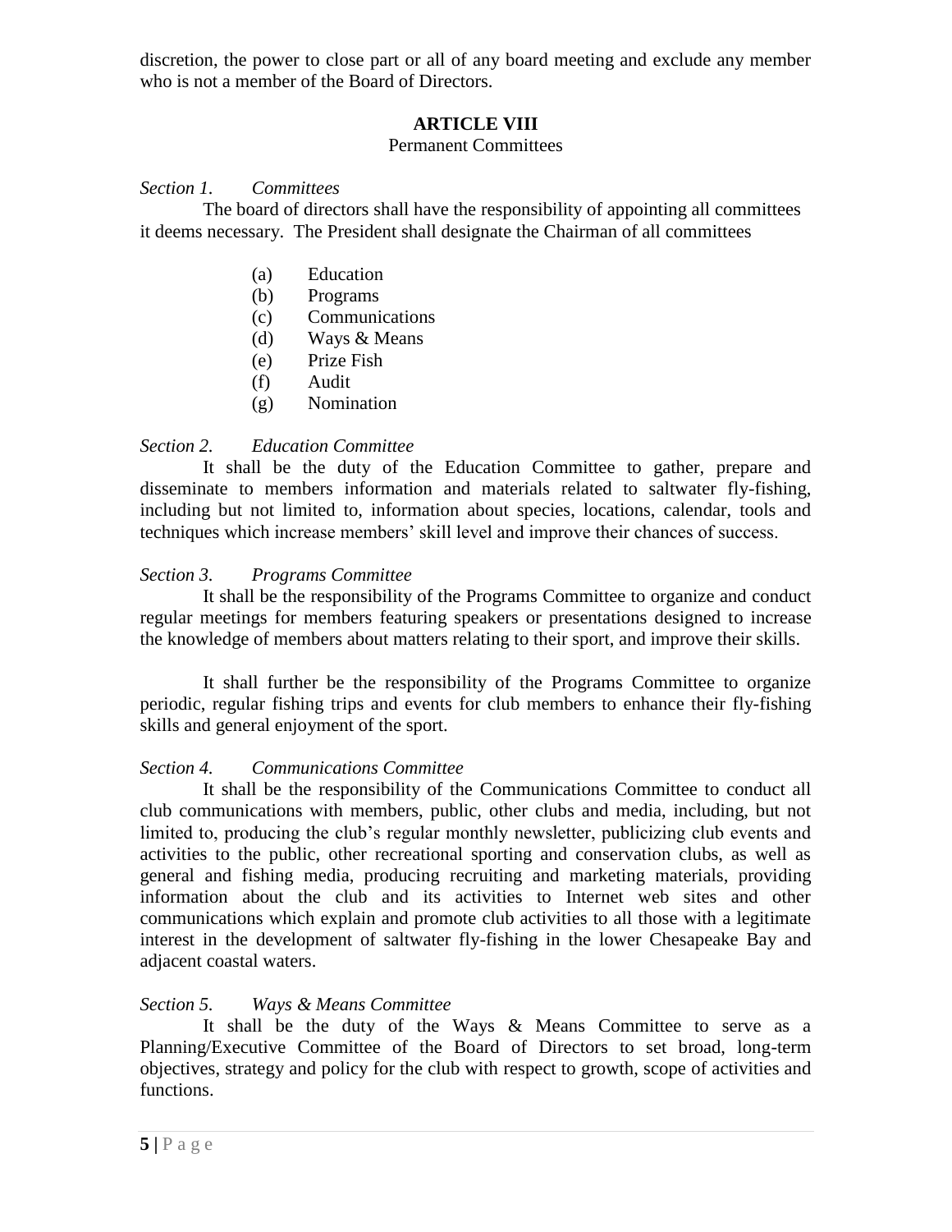discretion, the power to close part or all of any board meeting and exclude any member who is not a member of the Board of Directors.

## ARTICLE VIII

Permanent Committees

*Section 1. Committees*

The board of directors shall have the responsibility of appointing all committees it deems necessary. The President shall designate the Chairman of all committees

(a) Education
(b) Programs
(c) Communications
(d) Ways & Means
(e) Prize Fish
(f) Audit
(g) Nomination

*Section 2. Education Committee*

It shall be the duty of the Education Committee to gather, prepare and disseminate to members information and materials related to saltwater fly-fishing, including but not limited to, information about species, locations, calendar, tools and techniques which increase members' skill level and improve their chances of success.

*Section 3. Programs Committee*

It shall be the responsibility of the Programs Committee to organize and conduct regular meetings for members featuring speakers or presentations designed to increase the knowledge of members about matters relating to their sport, and improve their skills.

It shall further be the responsibility of the Programs Committee to organize periodic, regular fishing trips and events for club members to enhance their fly-fishing skills and general enjoyment of the sport.

*Section 4. Communications Committee*

It shall be the responsibility of the Communications Committee to conduct all club communications with members, public, other clubs and media, including, but not limited to, producing the club's regular monthly newsletter, publicizing club events and activities to the public, other recreational sporting and conservation clubs, as well as general and fishing media, producing recruiting and marketing materials, providing information about the club and its activities to Internet web sites and other communications which explain and promote club activities to all those with a legitimate interest in the development of saltwater fly-fishing in the lower Chesapeake Bay and adjacent coastal waters.

*Section 5. Ways & Means Committee*

It shall be the duty of the Ways & Means Committee to serve as a Planning/Executive Committee of the Board of Directors to set broad, long-term objectives, strategy and policy for the club with respect to growth, scope of activities and functions.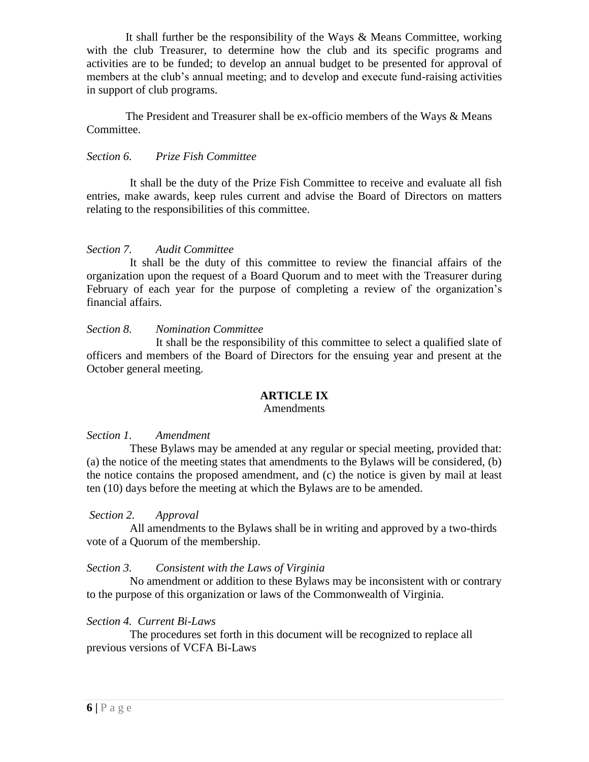It shall further be the responsibility of the Ways & Means Committee, working with the club Treasurer, to determine how the club and its specific programs and activities are to be funded; to develop an annual budget to be presented for approval of members at the club's annual meeting; and to develop and execute fund-raising activities in support of club programs.

The President and Treasurer shall be ex-officio members of the Ways & Means Committee.

*Section 6. Prize Fish Committee*

It shall be the duty of the Prize Fish Committee to receive and evaluate all fish entries, make awards, keep rules current and advise the Board of Directors on matters relating to the responsibilities of this committee.

*Section 7. Audit Committee*

It shall be the duty of this committee to review the financial affairs of the organization upon the request of a Board Quorum and to meet with the Treasurer during February of each year for the purpose of completing a review of the organization's financial affairs.

*Section 8. Nomination Committee*

It shall be the responsibility of this committee to select a qualified slate of officers and members of the Board of Directors for the ensuing year and present at the October general meeting.

## ARTICLE IX
Amendments

*Section 1. Amendment*

These Bylaws may be amended at any regular or special meeting, provided that: (a) the notice of the meeting states that amendments to the Bylaws will be considered, (b) the notice contains the proposed amendment, and (c) the notice is given by mail at least ten (10) days before the meeting at which the Bylaws are to be amended.

*Section 2. Approval*

All amendments to the Bylaws shall be in writing and approved by a two-thirds vote of a Quorum of the membership.

*Section 3. Consistent with the Laws of Virginia*

No amendment or addition to these Bylaws may be inconsistent with or contrary to the purpose of this organization or laws of the Commonwealth of Virginia.

*Section 4. Current Bi-Laws*

The procedures set forth in this document will be recognized to replace all previous versions of VCFA Bi-Laws